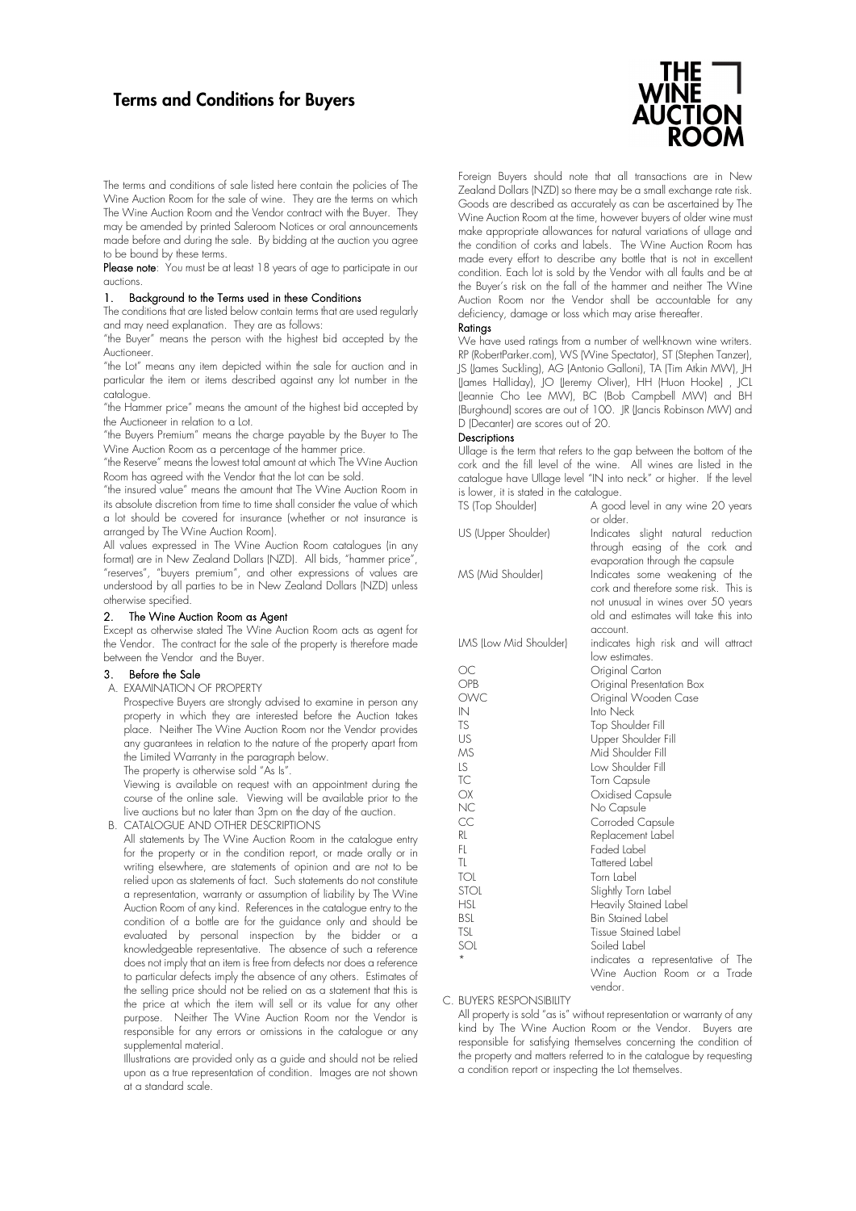# Terms and Conditions for Buyers

The terms and conditions of sale listed here contain the policies of The Wine Auction Room for the sale of wine. They are the terms on which The Wine Auction Room and the Vendor contract with the Buyer. They may be amended by printed Saleroom Notices or oral announcements made before and during the sale. By bidding at the auction you agree to be bound by these terms.

**Please note**: You must be at least 18 years of age to participate in our auctions.

## 1. Background to the Terms used in these Conditions

The conditions that are listed below contain terms that are used regularly and may need explanation. They are as follows:

"the Buyer" means the person with the highest bid accepted by the Auctioneer.

"the Lot" means any item depicted within the sale for auction and in particular the item or items described against any lot number in the catalogue.

"the Hammer price" means the amount of the highest bid accepted by the Auctioneer in relation to a Lot.

"the Buyers Premium" means the charge payable by the Buyer to The Wine Auction Room as a percentage of the hammer price.

"the Reserve" means the lowest total amount at which The Wine Auction Room has agreed with the Vendor that the lot can be sold.

"the insured value" means the amount that The Wine Auction Room in its absolute discretion from time to time shall consider the value of which a lot should be covered for insurance (whether or not insurance is arranged by The Wine Auction Room).

All values expressed in The Wine Auction Room catalogues (in any format) are in New Zealand Dollars (NZD). All bids, "hammer price", "reserves", "buyers premium", and other expressions of values are understood by all parties to be in New Zealand Dollars (NZD) unless otherwise specified.

## 2. The Wine Auction Room as Agent

Except as otherwise stated The Wine Auction Room acts as agent for the Vendor. The contract for the sale of the property is therefore made between the Vendor and the Buyer.

## 3. Before the Sale

A. EXAMINATION OF PROPERTY

Prospective Buyers are strongly advised to examine in person any property in which they are interested before the Auction takes place. Neither The Wine Auction Room nor the Vendor provides any guarantees in relation to the nature of the property apart from the Limited Warranty in the paragraph below.

The property is otherwise sold "As Is".

Viewing is available on request with an appointment during the course of the online sale. Viewing will be available prior to the live auctions but no later than 3pm on the day of the auction.

B. CATALOGUE AND OTHER DESCRIPTIONS

All statements by The Wine Auction Room in the catalogue entry for the property or in the condition report, or made orally or in writing elsewhere, are statements of opinion and are not to be relied upon as statements of fact. Such statements do not constitute a representation, warranty or assumption of liability by The Wine Auction Room of any kind. References in the catalogue entry to the condition of a bottle are for the guidance only and should be evaluated by personal inspection by the bidder or a knowledgeable representative. The absence of such a reference does not imply that an item is free from defects nor does a reference to particular defects imply the absence of any others. Estimates of the selling price should not be relied on as a statement that this is the price at which the item will sell or its value for any other purpose. Neither The Wine Auction Room nor the Vendor is responsible for any errors or omissions in the catalogue or any supplemental material.

Illustrations are provided only as a guide and should not be relied upon as a true representation of condition. Images are not shown at a standard scale.

Foreign Buyers should note that all transactions are in New Zealand Dollars (NZD) so there may be a small exchange rate risk. Goods are described as accurately as can be ascertained by The Wine Auction Room at the time, however buyers of older wine must make appropriate allowances for natural variations of ullage and the condition of corks and labels. The Wine Auction Room has made every effort to describe any bottle that is not in excellent condition. Each lot is sold by the Vendor with all faults and be at the Buyer's risk on the fall of the hammer and neither The Wine Auction Room nor the Vendor shall be accountable for any deficiency, damage or loss which may arise thereafter.

**Ratings**

We have used ratings from a number of well-known wine writers. RP (RobertParker.com), WS (Wine Spectator), ST (Stephen Tanzer), JS (James Suckling), AG (Antonio Galloni), TA (Tim Atkin MW), JH (James Halliday), JO (Jeremy Oliver), HH (Huon Hooke) , JCL (Jeannie Cho Lee MW), BC (Bob Campbell MW) and BH (Burghound) scores are out of 100. JR (Jancis Robinson MW) and D (Decanter) are scores out of 20.

**Descriptions**

Ullage is the term that refers to the gap between the bottom of the cork and the fill level of the wine. All wines are listed in the catalogue have Ullage level "IN into neck" or higher. If the level is lower, it is stated in the catalogue.

| | |
|---|---|
| TS (Top Shoulder) | A good level in any wine 20 years or older. |
| US (Upper Shoulder) | Indicates slight natural reduction through easing of the cork and evaporation through the capsule |
| MS (Mid Shoulder) | Indicates some weakening of the cork and therefore some risk. This is not unusual in wines over 50 years old and estimates will take this into account. |
| LMS (Low Mid Shoulder) | indicates high risk and will attract low estimates. |
| OC | Original Carton |
| OPB | Original Presentation Box |
| OWC | Original Wooden Case |
| IN | Into Neck |
| TS | Top Shoulder Fill |
| US | Upper Shoulder Fill |
| MS | Mid Shoulder Fill |
| LS | Low Shoulder Fill |
| TC | Torn Capsule |
| OX | Oxidised Capsule |
| NC | No Capsule |
| CC | Corroded Capsule |
| RL | Replacement Label |
| FL | Faded Label |
| TL | Tattered Label |
| TOL | Torn Label |
| STOL | Slightly Torn Label |
| HSL | Heavily Stained Label |
| BSL | Bin Stained Label |
| TSL | Tissue Stained Label |
| SOL | Soiled Label |
| * | indicates a representative of The Wine Auction Room or a Trade vendor. |

C. BUYERS RESPONSIBILITY

All property is sold "as is" without representation or warranty of any kind by The Wine Auction Room or the Vendor. Buyers are responsible for satisfying themselves concerning the condition of the property and matters referred to in the catalogue by requesting a condition report or inspecting the Lot themselves.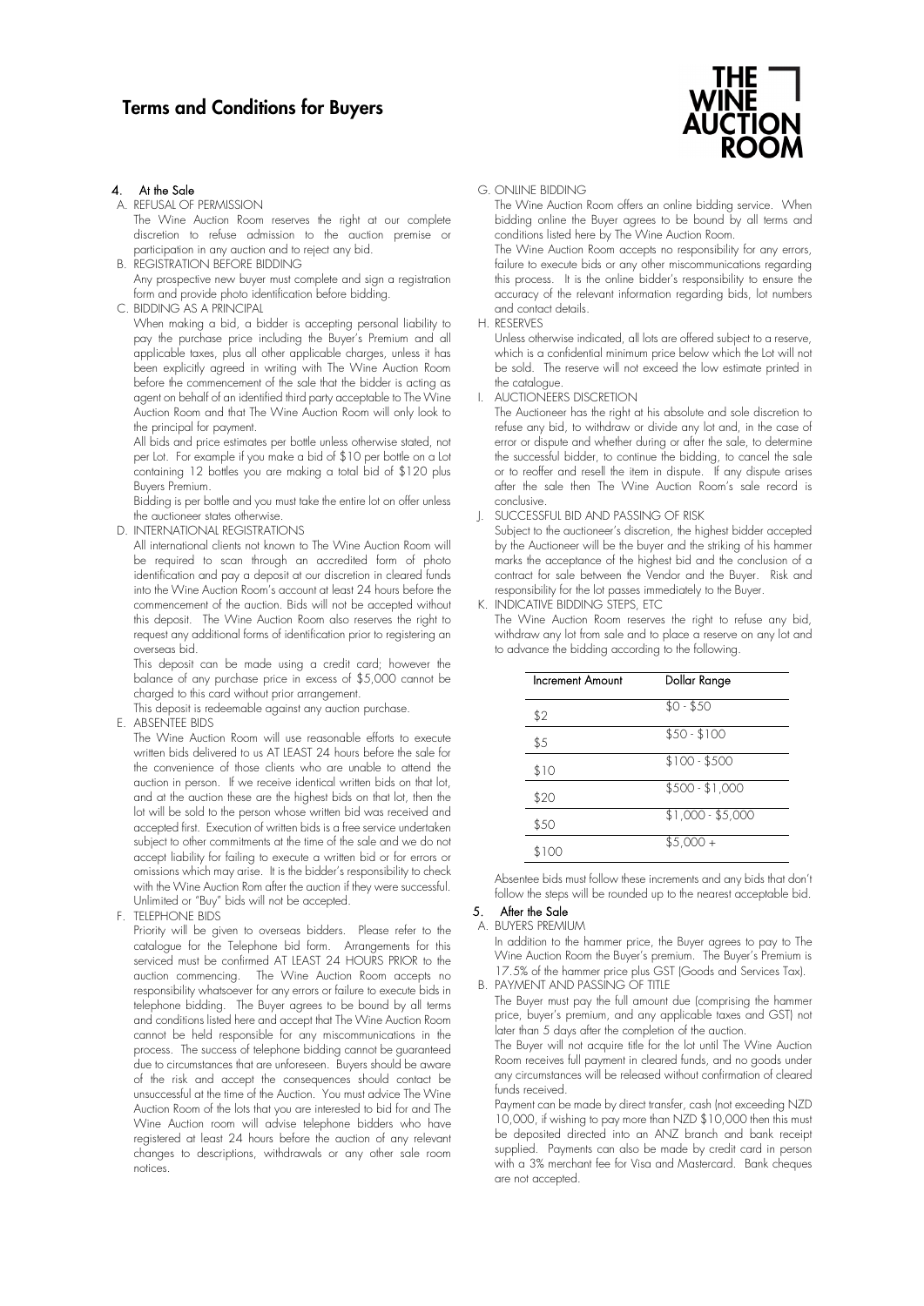# Terms and Conditions for Buyers

## 4. At the Sale

A. REFUSAL OF PERMISSION

The Wine Auction Room reserves the right at our complete discretion to refuse admission to the auction premise or participation in any auction and to reject any bid.

B. REGISTRATION BEFORE BIDDING

Any prospective new buyer must complete and sign a registration form and provide photo identification before bidding.

C. BIDDING AS A PRINCIPAL

When making a bid, a bidder is accepting personal liability to pay the purchase price including the Buyer's Premium and all applicable taxes, plus all other applicable charges, unless it has been explicitly agreed in writing with The Wine Auction Room before the commencement of the sale that the bidder is acting as agent on behalf of an identified third party acceptable to The Wine Auction Room and that The Wine Auction Room will only look to the principal for payment.

All bids and price estimates per bottle unless otherwise stated, not per Lot. For example if you make a bid of $10 per bottle on a Lot containing 12 bottles you are making a total bid of $120 plus Buyers Premium.

Bidding is per bottle and you must take the entire lot on offer unless the auctioneer states otherwise.

D. INTERNATIONAL REGISTRATIONS

All international clients not known to The Wine Auction Room will be required to scan through an accredited form of photo identification and pay a deposit at our discretion in cleared funds into the Wine Auction Room's account at least 24 hours before the commencement of the auction. Bids will not be accepted without this deposit. The Wine Auction Room also reserves the right to request any additional forms of identification prior to registering an overseas bid.

This deposit can be made using a credit card; however the balance of any purchase price in excess of $5,000 cannot be charged to this card without prior arrangement.

This deposit is redeemable against any auction purchase.

E. ABSENTEE BIDS

The Wine Auction Room will use reasonable efforts to execute written bids delivered to us AT LEAST 24 hours before the sale for the convenience of those clients who are unable to attend the auction in person. If we receive identical written bids on that lot, and at the auction these are the highest bids on that lot, then the lot will be sold to the person whose written bid was received and accepted first. Execution of written bids is a free service undertaken subject to other commitments at the time of the sale and we do not accept liability for failing to execute a written bid or for errors or omissions which may arise. It is the bidder's responsibility to check with the Wine Auction Rom after the auction if they were successful. Unlimited or "Buy" bids will not be accepted.

F. TELEPHONE BIDS

Priority will be given to overseas bidders. Please refer to the catalogue for the Telephone bid form. Arrangements for this serviced must be confirmed AT LEAST 24 HOURS PRIOR to the auction commencing. The Wine Auction Room accepts no responsibility whatsoever for any errors or failure to execute bids in telephone bidding. The Buyer agrees to be bound by all terms and conditions listed here and accept that The Wine Auction Room cannot be held responsible for any miscommunications in the process. The success of telephone bidding cannot be guaranteed due to circumstances that are unforeseen. Buyers should be aware of the risk and accept the consequences should contact be unsuccessful at the time of the Auction. You must advice The Wine Auction Room of the lots that you are interested to bid for and The Wine Auction room will advise telephone bidders who have registered at least 24 hours before the auction of any relevant changes to descriptions, withdrawals or any other sale room notices.

G. ONLINE BIDDING

The Wine Auction Room offers an online bidding service. When bidding online the Buyer agrees to be bound by all terms and conditions listed here by The Wine Auction Room.

The Wine Auction Room accepts no responsibility for any errors, failure to execute bids or any other miscommunications regarding this process. It is the online bidder's responsibility to ensure the accuracy of the relevant information regarding bids, lot numbers and contact details.

H. RESERVES

Unless otherwise indicated, all lots are offered subject to a reserve, which is a confidential minimum price below which the Lot will not be sold. The reserve will not exceed the low estimate printed in the catalogue.

I. AUCTIONEERS DISCRETION

The Auctioneer has the right at his absolute and sole discretion to refuse any bid, to withdraw or divide any lot and, in the case of error or dispute and whether during or after the sale, to determine the successful bidder, to continue the bidding, to cancel the sale or to reoffer and resell the item in dispute. If any dispute arises after the sale then The Wine Auction Room's sale record is conclusive.

J. SUCCESSFUL BID AND PASSING OF RISK

Subject to the auctioneer's discretion, the highest bidder accepted by the Auctioneer will be the buyer and the striking of his hammer marks the acceptance of the highest bid and the conclusion of a contract for sale between the Vendor and the Buyer. Risk and responsibility for the lot passes immediately to the Buyer.

K. INDICATIVE BIDDING STEPS, ETC

The Wine Auction Room reserves the right to refuse any bid, withdraw any lot from sale and to place a reserve on any lot and to advance the bidding according to the following.

| Increment Amount | Dollar Range |
|---|---|
| $2 | $0 - $50 |
| $5 | $50 - $100 |
| $10 | $100 - $500 |
| $20 | $500 - $1,000 |
| $50 | $1,000 - $5,000 |
| $100 | $5,000 + |

Absentee bids must follow these increments and any bids that don't follow the steps will be rounded up to the nearest acceptable bid.

## 5. After the Sale

A. BUYERS PREMIUM

In addition to the hammer price, the Buyer agrees to pay to The Wine Auction Room the Buyer's premium. The Buyer's Premium is 17.5% of the hammer price plus GST (Goods and Services Tax).

B. PAYMENT AND PASSING OF TITLE

The Buyer must pay the full amount due (comprising the hammer price, buyer's premium, and any applicable taxes and GST) not later than 5 days after the completion of the auction.

The Buyer will not acquire title for the lot until The Wine Auction Room receives full payment in cleared funds, and no goods under any circumstances will be released without confirmation of cleared funds received.

Payment can be made by direct transfer, cash (not exceeding NZD 10,000, if wishing to pay more than NZD $10,000 then this must be deposited directed into an ANZ branch and bank receipt supplied. Payments can also be made by credit card in person with a 3% merchant fee for Visa and Mastercard. Bank cheques are not accepted.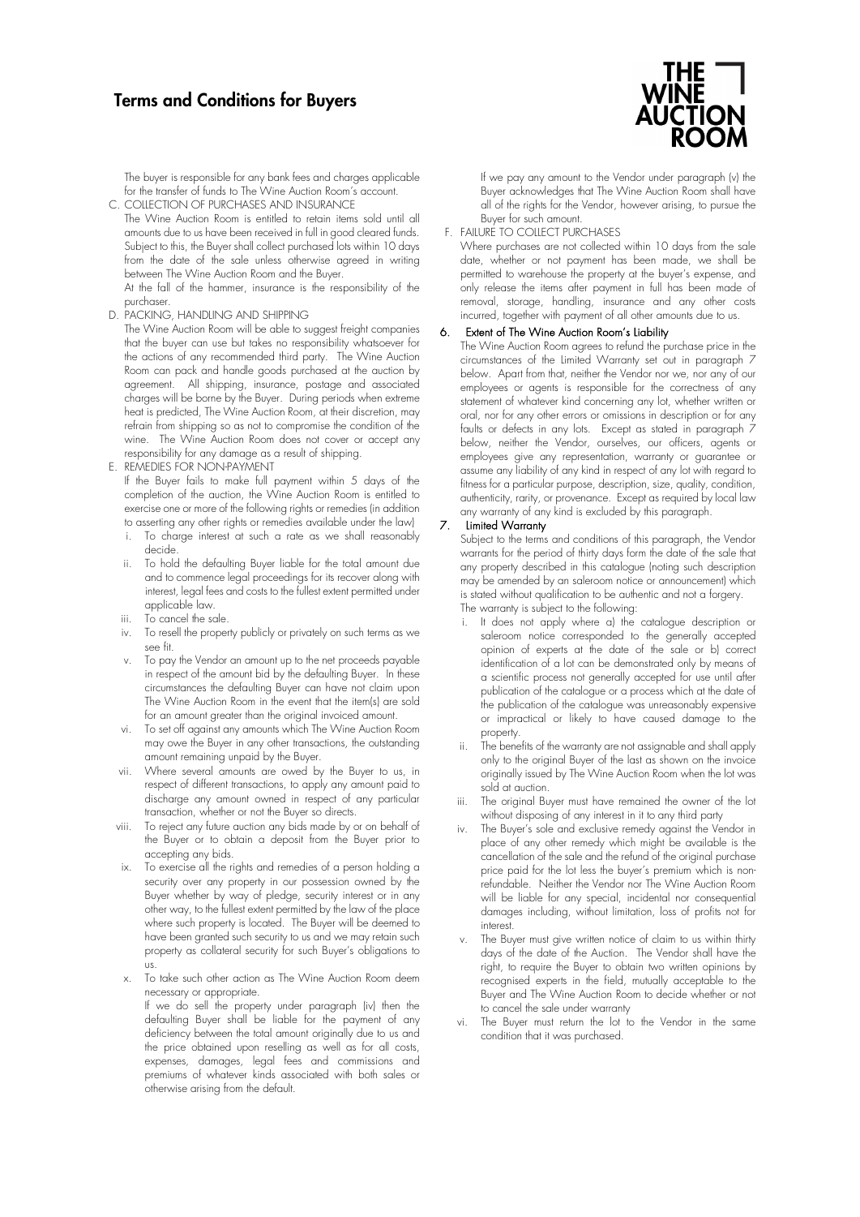# Terms and Conditions for Buyers

The buyer is responsible for any bank fees and charges applicable for the transfer of funds to The Wine Auction Room's account.

C. COLLECTION OF PURCHASES AND INSURANCE

The Wine Auction Room is entitled to retain items sold until all amounts due to us have been received in full in good cleared funds. Subject to this, the Buyer shall collect purchased lots within 10 days from the date of the sale unless otherwise agreed in writing between The Wine Auction Room and the Buyer.

At the fall of the hammer, insurance is the responsibility of the purchaser.

D. PACKING, HANDLING AND SHIPPING

The Wine Auction Room will be able to suggest freight companies that the buyer can use but takes no responsibility whatsoever for the actions of any recommended third party. The Wine Auction Room can pack and handle goods purchased at the auction by agreement. All shipping, insurance, postage and associated charges will be borne by the Buyer. During periods when extreme heat is predicted, The Wine Auction Room, at their discretion, may refrain from shipping so as not to compromise the condition of the wine. The Wine Auction Room does not cover or accept any responsibility for any damage as a result of shipping.

E. REMEDIES FOR NON-PAYMENT

If the Buyer fails to make full payment within 5 days of the completion of the auction, the Wine Auction Room is entitled to exercise one or more of the following rights or remedies (in addition to asserting any other rights or remedies available under the law)

i. To charge interest at such a rate as we shall reasonably decide.
ii. To hold the defaulting Buyer liable for the total amount due and to commence legal proceedings for its recover along with interest, legal fees and costs to the fullest extent permitted under applicable law.
iii. To cancel the sale.
iv. To resell the property publicly or privately on such terms as we see fit.
v. To pay the Vendor an amount up to the net proceeds payable in respect of the amount bid by the defaulting Buyer. In these circumstances the defaulting Buyer can have not claim upon The Wine Auction Room in the event that the item(s) are sold for an amount greater than the original invoiced amount.
vi. To set off against any amounts which The Wine Auction Room may owe the Buyer in any other transactions, the outstanding amount remaining unpaid by the Buyer.
vii. Where several amounts are owed by the Buyer to us, in respect of different transactions, to apply any amount paid to discharge any amount owned in respect of any particular transaction, whether or not the Buyer so directs.
viii. To reject any future auction any bids made by or on behalf of the Buyer or to obtain a deposit from the Buyer prior to accepting any bids.
ix. To exercise all the rights and remedies of a person holding a security over any property in our possession owned by the Buyer whether by way of pledge, security interest or in any other way, to the fullest extent permitted by the law of the place where such property is located. The Buyer will be deemed to have been granted such security to us and we may retain such property as collateral security for such Buyer's obligations to us.
x. To take such other action as The Wine Auction Room deem necessary or appropriate.

If we do sell the property under paragraph (iv) then the defaulting Buyer shall be liable for the payment of any deficiency between the total amount originally due to us and the price obtained upon reselling as well as for all costs, expenses, damages, legal fees and commissions and premiums of whatever kinds associated with both sales or otherwise arising from the default.

If we pay any amount to the Vendor under paragraph (v) the Buyer acknowledges that The Wine Auction Room shall have all of the rights for the Vendor, however arising, to pursue the Buyer for such amount.

F. FAILURE TO COLLECT PURCHASES

Where purchases are not collected within 10 days from the sale date, whether or not payment has been made, we shall be permitted to warehouse the property at the buyer's expense, and only release the items after payment in full has been made of removal, storage, handling, insurance and any other costs incurred, together with payment of all other amounts due to us.

## 6. Extent of The Wine Auction Room's Liability

The Wine Auction Room agrees to refund the purchase price in the circumstances of the Limited Warranty set out in paragraph 7 below. Apart from that, neither the Vendor nor we, nor any of our employees or agents is responsible for the correctness of any statement of whatever kind concerning any lot, whether written or oral, nor for any other errors or omissions in description or for any faults or defects in any lots. Except as stated in paragraph 7 below, neither the Vendor, ourselves, our officers, agents or employees give any representation, warranty or guarantee or assume any liability of any kind in respect of any lot with regard to fitness for a particular purpose, description, size, quality, condition, authenticity, rarity, or provenance. Except as required by local law any warranty of any kind is excluded by this paragraph.

## 7. Limited Warranty

Subject to the terms and conditions of this paragraph, the Vendor warrants for the period of thirty days form the date of the sale that any property described in this catalogue (noting such description may be amended by an saleroom notice or announcement) which is stated without qualification to be authentic and not a forgery.

The warranty is subject to the following:

i. It does not apply where a) the catalogue description or saleroom notice corresponded to the generally accepted opinion of experts at the date of the sale or b) correct identification of a lot can be demonstrated only by means of a scientific process not generally accepted for use until after publication of the catalogue or a process which at the date of the publication of the catalogue was unreasonably expensive or impractical or likely to have caused damage to the property.
ii. The benefits of the warranty are not assignable and shall apply only to the original Buyer of the last as shown on the invoice originally issued by The Wine Auction Room when the lot was sold at auction.
iii. The original Buyer must have remained the owner of the lot without disposing of any interest in it to any third party
iv. The Buyer's sole and exclusive remedy against the Vendor in place of any other remedy which might be available is the cancellation of the sale and the refund of the original purchase price paid for the lot less the buyer's premium which is non-refundable. Neither the Vendor nor The Wine Auction Room will be liable for any special, incidental nor consequential damages including, without limitation, loss of profits not for interest.
v. The Buyer must give written notice of claim to us within thirty days of the date of the Auction. The Vendor shall have the right, to require the Buyer to obtain two written opinions by recognised experts in the field, mutually acceptable to the Buyer and The Wine Auction Room to decide whether or not to cancel the sale under warranty
vi. The Buyer must return the lot to the Vendor in the same condition that it was purchased.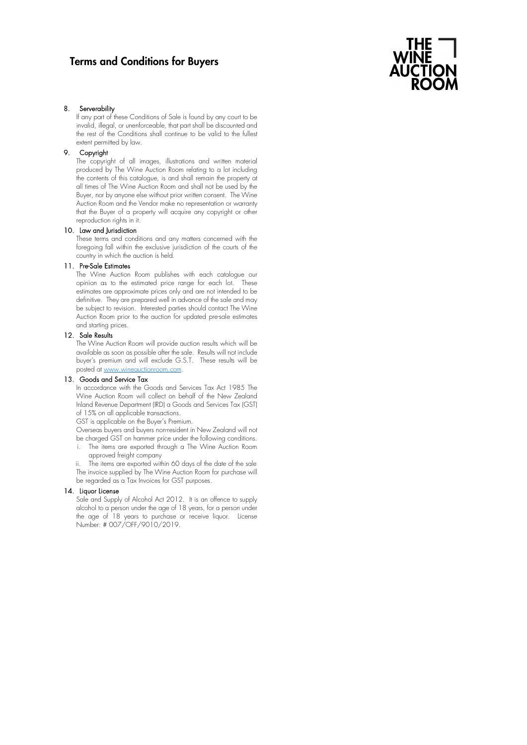# Terms and Conditions for Buyers

THE WINE AUCTION ROOM

## 8. Serverability

If any part of these Conditions of Sale is found by any court to be invalid, illegal, or unenforceable, that part shall be discounted and the rest of the Conditions shall continue to be valid to the fullest extent permitted by law.

## 9. Copyright

The copyright of all images, illustrations and written material produced by The Wine Auction Room relating to a lot including the contents of this catalogue, is and shall remain the property at all times of The Wine Auction Room and shall not be used by the Buyer, nor by anyone else without prior written consent. The Wine Auction Room and the Vendor make no representation or warranty that the Buyer of a property will acquire any copyright or other reproduction rights in it.

## 10. Law and Jurisdiction

These terms and conditions and any matters concerned with the foregoing fall within the exclusive jurisdiction of the courts of the country in which the auction is held.

## 11. Pre-Sale Estimates

The Wine Auction Room publishes with each catalogue our opinion as to the estimated price range for each lot. These estimates are approximate prices only and are not intended to be definitive. They are prepared well in advance of the sale and may be subject to revision. Interested parties should contact The Wine Auction Room prior to the auction for updated pre-sale estimates and starting prices.

## 12. Sale Results

The Wine Auction Room will provide auction results which will be available as soon as possible after the sale. Results will not include buyer's premium and will exclude G.S.T. These results will be posted at www.wineauctionroom.com.

## 13. Goods and Service Tax

In accordance with the Goods and Services Tax Act 1985 The Wine Auction Room will collect on behalf of the New Zealand Inland Revenue Department (IRD) a Goods and Services Tax (GST) of 15% on all applicable transactions.

GST is applicable on the Buyer's Premium.

Overseas buyers and buyers non-resident in New Zealand will not be charged GST on hammer price under the following conditions.

i. The items are exported through a The Wine Auction Room approved freight company

ii. The items are exported within 60 days of the date of the sale

The invoice supplied by The Wine Auction Room for purchase will be regarded as a Tax Invoices for GST purposes.

## 14. Liquor License

Sale and Supply of Alcohol Act 2012. It is an offence to supply alcohol to a person under the age of 18 years, for a person under the age of 18 years to purchase or receive liquor. License Number: # 007/OFF/9010/2019.